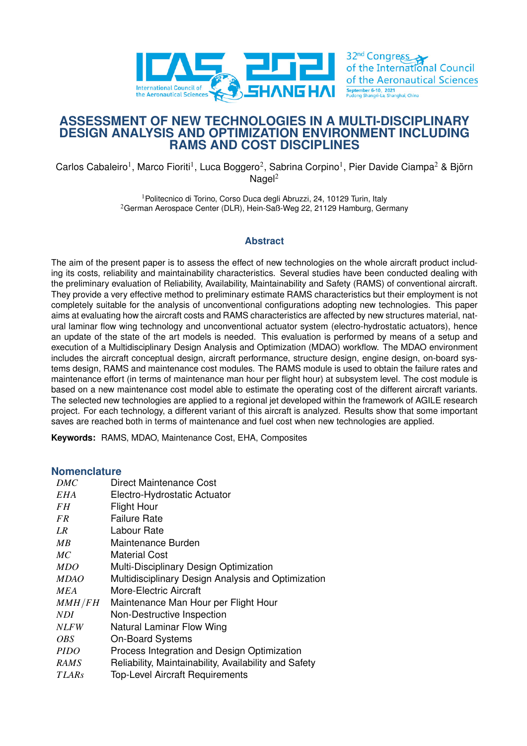# ASSESSMENT OF NEW TECHNOLOGIES IN A MULTI-DISCIPLINARY DESIGN ANALYSIS AND OPTIMIZATION ENVIRONMENT INCLUDING RAMS AND COST DISCIPLINES

Carlos Cabaleiro[1], Marco Fioriti[1], Luca Boggero[2], Sabrina Corpino[1], Pier Davide Ciampa[2] & Björn Nagel[2]

[1]Politecnico di Torino, Corso Duca degli Abruzzi, 24, 10129 Turin, Italy
[2]German Aerospace Center (DLR), Hein-Saß-Weg 22, 21129 Hamburg, Germany

## Abstract

The aim of the present paper is to assess the effect of new technologies on the whole aircraft product including its costs, reliability and maintainability characteristics. Several studies have been conducted dealing with the preliminary evaluation of Reliability, Availability, Maintainability and Safety (RAMS) of conventional aircraft. They provide a very effective method to preliminary estimate RAMS characteristics but their employment is not completely suitable for the analysis of unconventional configurations adopting new technologies. This paper aims at evaluating how the aircraft costs and RAMS characteristics are affected by new structures material, natural laminar flow wing technology and unconventional actuator system (electro-hydrostatic actuators), hence an update of the state of the art models is needed. This evaluation is performed by means of a setup and execution of a Multidisciplinary Design Analysis and Optimization (MDAO) workflow. The MDAO environment includes the aircraft conceptual design, aircraft performance, structure design, engine design, on-board systems design, RAMS and maintenance cost modules. The RAMS module is used to obtain the failure rates and maintenance effort (in terms of maintenance man hour per flight hour) at subsystem level. The cost module is based on a new maintenance cost model able to estimate the operating cost of the different aircraft variants. The selected new technologies are applied to a regional jet developed within the framework of AGILE research project. For each technology, a different variant of this aircraft is analyzed. Results show that some important saves are reached both in terms of maintenance and fuel cost when new technologies are applied.

**Keywords:** RAMS, MDAO, Maintenance Cost, EHA, Composites

## Nomenclature

| | |
|---|---|
| *DMC* | Direct Maintenance Cost |
| *EHA* | Electro-Hydrostatic Actuator |
| *FH* | Flight Hour |
| *FR* | Failure Rate |
| *LR* | Labour Rate |
| *MB* | Maintenance Burden |
| *MC* | Material Cost |
| *MDO* | Multi-Disciplinary Design Optimization |
| *MDAO* | Multidisciplinary Design Analysis and Optimization |
| *MEA* | More-Electric Aircraft |
| *MMH/FH* | Maintenance Man Hour per Flight Hour |
| *NDI* | Non-Destructive Inspection |
| *NLFW* | Natural Laminar Flow Wing |
| *OBS* | On-Board Systems |
| *PIDO* | Process Integration and Design Optimization |
| *RAMS* | Reliability, Maintainability, Availability and Safety |
| *TLARs* | Top-Level Aircraft Requirements |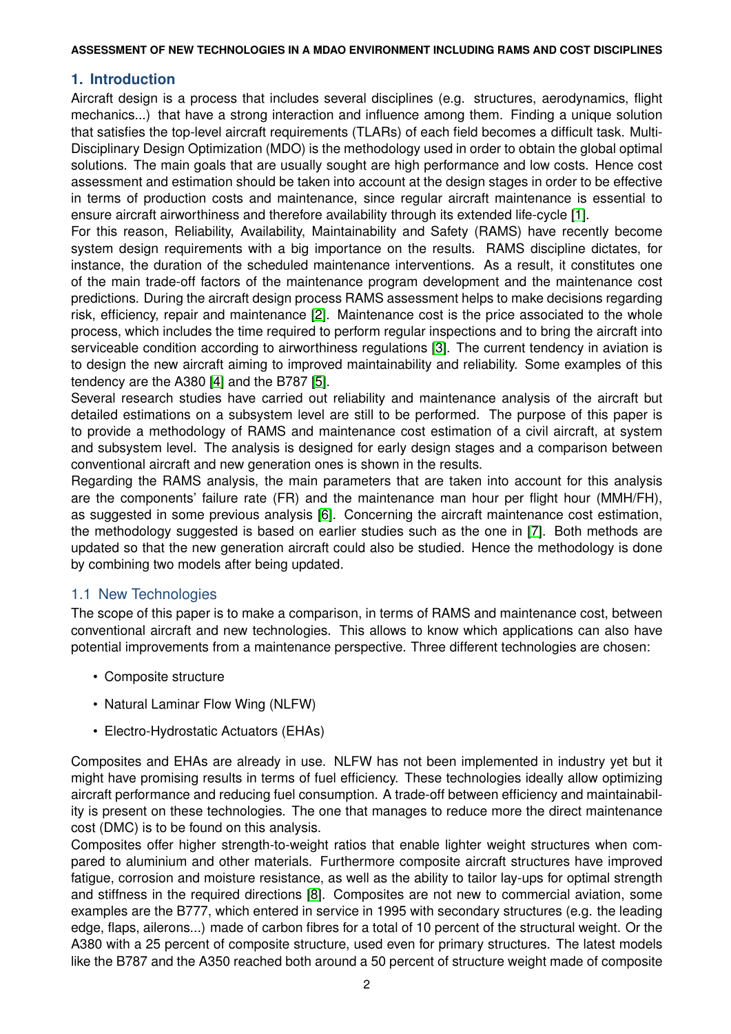## 1. Introduction

Aircraft design is a process that includes several disciplines (e.g. structures, aerodynamics, flight mechanics...) that have a strong interaction and influence among them. Finding a unique solution that satisfies the top-level aircraft requirements (TLARs) of each field becomes a difficult task. Multi-Disciplinary Design Optimization (MDO) is the methodology used in order to obtain the global optimal solutions. The main goals that are usually sought are high performance and low costs. Hence cost assessment and estimation should be taken into account at the design stages in order to be effective in terms of production costs and maintenance, since regular aircraft maintenance is essential to ensure aircraft airworthiness and therefore availability through its extended life-cycle [1].

For this reason, Reliability, Availability, Maintainability and Safety (RAMS) have recently become system design requirements with a big importance on the results. RAMS discipline dictates, for instance, the duration of the scheduled maintenance interventions. As a result, it constitutes one of the main trade-off factors of the maintenance program development and the maintenance cost predictions. During the aircraft design process RAMS assessment helps to make decisions regarding risk, efficiency, repair and maintenance [2]. Maintenance cost is the price associated to the whole process, which includes the time required to perform regular inspections and to bring the aircraft into serviceable condition according to airworthiness regulations [3]. The current tendency in aviation is to design the new aircraft aiming to improved maintainability and reliability. Some examples of this tendency are the A380 [4] and the B787 [5].

Several research studies have carried out reliability and maintenance analysis of the aircraft but detailed estimations on a subsystem level are still to be performed. The purpose of this paper is to provide a methodology of RAMS and maintenance cost estimation of a civil aircraft, at system and subsystem level. The analysis is designed for early design stages and a comparison between conventional aircraft and new generation ones is shown in the results.

Regarding the RAMS analysis, the main parameters that are taken into account for this analysis are the components' failure rate (FR) and the maintenance man hour per flight hour (MMH/FH), as suggested in some previous analysis [6]. Concerning the aircraft maintenance cost estimation, the methodology suggested is based on earlier studies such as the one in [7]. Both methods are updated so that the new generation aircraft could also be studied. Hence the methodology is done by combining two models after being updated.

### 1.1 New Technologies

The scope of this paper is to make a comparison, in terms of RAMS and maintenance cost, between conventional aircraft and new technologies. This allows to know which applications can also have potential improvements from a maintenance perspective. Three different technologies are chosen:

- Composite structure
- Natural Laminar Flow Wing (NLFW)
- Electro-Hydrostatic Actuators (EHAs)

Composites and EHAs are already in use. NLFW has not been implemented in industry yet but it might have promising results in terms of fuel efficiency. These technologies ideally allow optimizing aircraft performance and reducing fuel consumption. A trade-off between efficiency and maintainability is present on these technologies. The one that manages to reduce more the direct maintenance cost (DMC) is to be found on this analysis.

Composites offer higher strength-to-weight ratios that enable lighter weight structures when compared to aluminium and other materials. Furthermore composite aircraft structures have improved fatigue, corrosion and moisture resistance, as well as the ability to tailor lay-ups for optimal strength and stiffness in the required directions [8]. Composites are not new to commercial aviation, some examples are the B777, which entered in service in 1995 with secondary structures (e.g. the leading edge, flaps, ailerons...) made of carbon fibres for a total of 10 percent of the structural weight. Or the A380 with a 25 percent of composite structure, used even for primary structures. The latest models like the B787 and the A350 reached both around a 50 percent of structure weight made of composite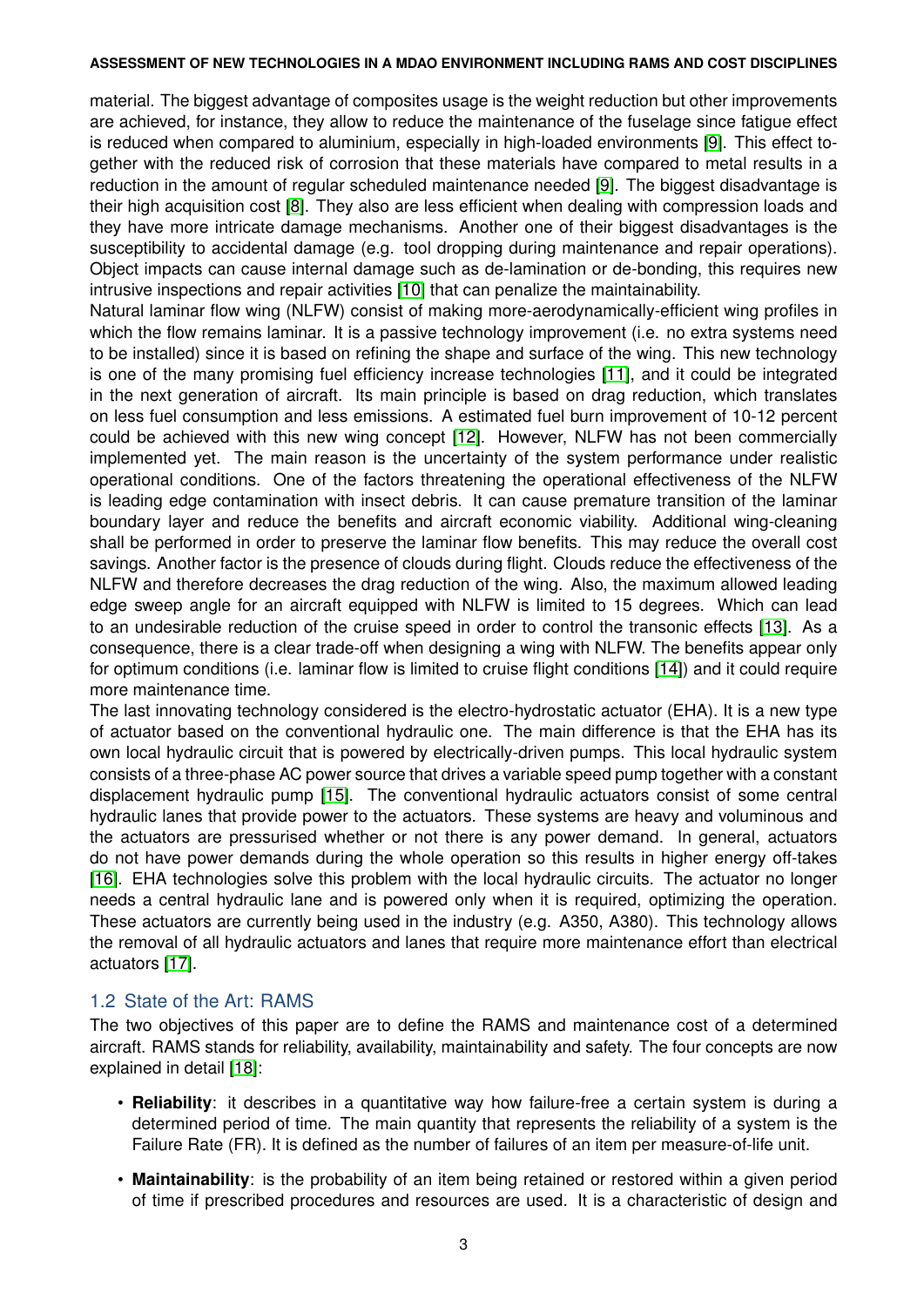material. The biggest advantage of composites usage is the weight reduction but other improvements are achieved, for instance, they allow to reduce the maintenance of the fuselage since fatigue effect is reduced when compared to aluminium, especially in high-loaded environments [9]. This effect together with the reduced risk of corrosion that these materials have compared to metal results in a reduction in the amount of regular scheduled maintenance needed [9]. The biggest disadvantage is their high acquisition cost [8]. They also are less efficient when dealing with compression loads and they have more intricate damage mechanisms. Another one of their biggest disadvantages is the susceptibility to accidental damage (e.g. tool dropping during maintenance and repair operations). Object impacts can cause internal damage such as de-lamination or de-bonding, this requires new intrusive inspections and repair activities [10] that can penalize the maintainability.

Natural laminar flow wing (NLFW) consist of making more-aerodynamically-efficient wing profiles in which the flow remains laminar. It is a passive technology improvement (i.e. no extra systems need to be installed) since it is based on refining the shape and surface of the wing. This new technology is one of the many promising fuel efficiency increase technologies [11], and it could be integrated in the next generation of aircraft. Its main principle is based on drag reduction, which translates on less fuel consumption and less emissions. A estimated fuel burn improvement of 10-12 percent could be achieved with this new wing concept [12]. However, NLFW has not been commercially implemented yet. The main reason is the uncertainty of the system performance under realistic operational conditions. One of the factors threatening the operational effectiveness of the NLFW is leading edge contamination with insect debris. It can cause premature transition of the laminar boundary layer and reduce the benefits and aircraft economic viability. Additional wing-cleaning shall be performed in order to preserve the laminar flow benefits. This may reduce the overall cost savings. Another factor is the presence of clouds during flight. Clouds reduce the effectiveness of the NLFW and therefore decreases the drag reduction of the wing. Also, the maximum allowed leading edge sweep angle for an aircraft equipped with NLFW is limited to 15 degrees. Which can lead to an undesirable reduction of the cruise speed in order to control the transonic effects [13]. As a consequence, there is a clear trade-off when designing a wing with NLFW. The benefits appear only for optimum conditions (i.e. laminar flow is limited to cruise flight conditions [14]) and it could require more maintenance time.

The last innovating technology considered is the electro-hydrostatic actuator (EHA). It is a new type of actuator based on the conventional hydraulic one. The main difference is that the EHA has its own local hydraulic circuit that is powered by electrically-driven pumps. This local hydraulic system consists of a three-phase AC power source that drives a variable speed pump together with a constant displacement hydraulic pump [15]. The conventional hydraulic actuators consist of some central hydraulic lanes that provide power to the actuators. These systems are heavy and voluminous and the actuators are pressurised whether or not there is any power demand. In general, actuators do not have power demands during the whole operation so this results in higher energy off-takes [16]. EHA technologies solve this problem with the local hydraulic circuits. The actuator no longer needs a central hydraulic lane and is powered only when it is required, optimizing the operation. These actuators are currently being used in the industry (e.g. A350, A380). This technology allows the removal of all hydraulic actuators and lanes that require more maintenance effort than electrical actuators [17].

## 1.2 State of the Art: RAMS

The two objectives of this paper are to define the RAMS and maintenance cost of a determined aircraft. RAMS stands for reliability, availability, maintainability and safety. The four concepts are now explained in detail [18]:

- **Reliability**: it describes in a quantitative way how failure-free a certain system is during a determined period of time. The main quantity that represents the reliability of a system is the Failure Rate (FR). It is defined as the number of failures of an item per measure-of-life unit.
- **Maintainability**: is the probability of an item being retained or restored within a given period of time if prescribed procedures and resources are used. It is a characteristic of design and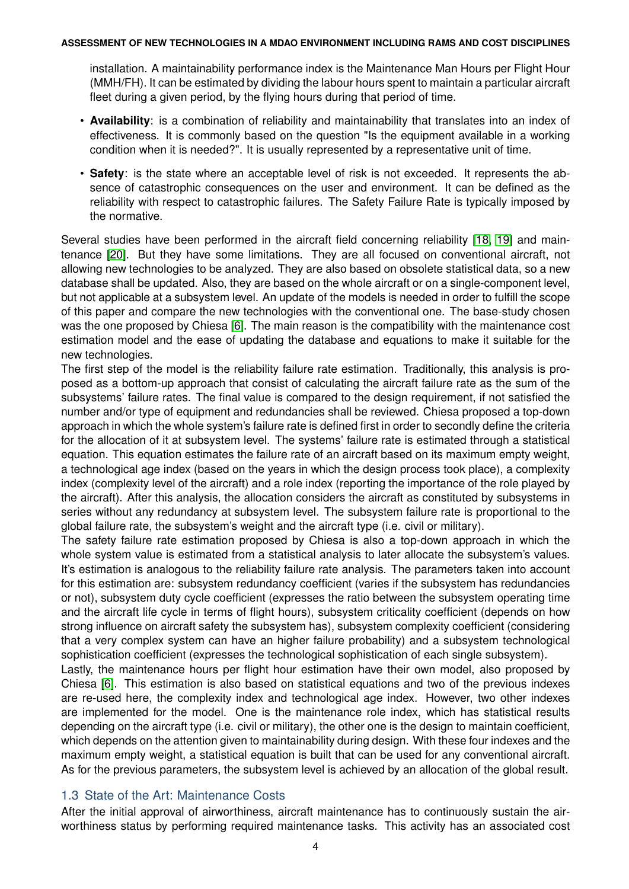installation. A maintainability performance index is the Maintenance Man Hours per Flight Hour (MMH/FH). It can be estimated by dividing the labour hours spent to maintain a particular aircraft fleet during a given period, by the flying hours during that period of time.

- **Availability**: is a combination of reliability and maintainability that translates into an index of effectiveness. It is commonly based on the question "Is the equipment available in a working condition when it is needed?". It is usually represented by a representative unit of time.
- **Safety**: is the state where an acceptable level of risk is not exceeded. It represents the absence of catastrophic consequences on the user and environment. It can be defined as the reliability with respect to catastrophic failures. The Safety Failure Rate is typically imposed by the normative.

Several studies have been performed in the aircraft field concerning reliability [18, 19] and maintenance [20]. But they have some limitations. They are all focused on conventional aircraft, not allowing new technologies to be analyzed. They are also based on obsolete statistical data, so a new database shall be updated. Also, they are based on the whole aircraft or on a single-component level, but not applicable at a subsystem level. An update of the models is needed in order to fulfill the scope of this paper and compare the new technologies with the conventional one. The base-study chosen was the one proposed by Chiesa [6]. The main reason is the compatibility with the maintenance cost estimation model and the ease of updating the database and equations to make it suitable for the new technologies.

The first step of the model is the reliability failure rate estimation. Traditionally, this analysis is proposed as a bottom-up approach that consist of calculating the aircraft failure rate as the sum of the subsystems' failure rates. The final value is compared to the design requirement, if not satisfied the number and/or type of equipment and redundancies shall be reviewed. Chiesa proposed a top-down approach in which the whole system's failure rate is defined first in order to secondly define the criteria for the allocation of it at subsystem level. The systems' failure rate is estimated through a statistical equation. This equation estimates the failure rate of an aircraft based on its maximum empty weight, a technological age index (based on the years in which the design process took place), a complexity index (complexity level of the aircraft) and a role index (reporting the importance of the role played by the aircraft). After this analysis, the allocation considers the aircraft as constituted by subsystems in series without any redundancy at subsystem level. The subsystem failure rate is proportional to the global failure rate, the subsystem's weight and the aircraft type (i.e. civil or military).

The safety failure rate estimation proposed by Chiesa is also a top-down approach in which the whole system value is estimated from a statistical analysis to later allocate the subsystem's values. It's estimation is analogous to the reliability failure rate analysis. The parameters taken into account for this estimation are: subsystem redundancy coefficient (varies if the subsystem has redundancies or not), subsystem duty cycle coefficient (expresses the ratio between the subsystem operating time and the aircraft life cycle in terms of flight hours), subsystem criticality coefficient (depends on how strong influence on aircraft safety the subsystem has), subsystem complexity coefficient (considering that a very complex system can have an higher failure probability) and a subsystem technological sophistication coefficient (expresses the technological sophistication of each single subsystem).

Lastly, the maintenance hours per flight hour estimation have their own model, also proposed by Chiesa [6]. This estimation is also based on statistical equations and two of the previous indexes are re-used here, the complexity index and technological age index. However, two other indexes are implemented for the model. One is the maintenance role index, which has statistical results depending on the aircraft type (i.e. civil or military), the other one is the design to maintain coefficient, which depends on the attention given to maintainability during design. With these four indexes and the maximum empty weight, a statistical equation is built that can be used for any conventional aircraft. As for the previous parameters, the subsystem level is achieved by an allocation of the global result.

## 1.3 State of the Art: Maintenance Costs

After the initial approval of airworthiness, aircraft maintenance has to continuously sustain the airworthiness status by performing required maintenance tasks. This activity has an associated cost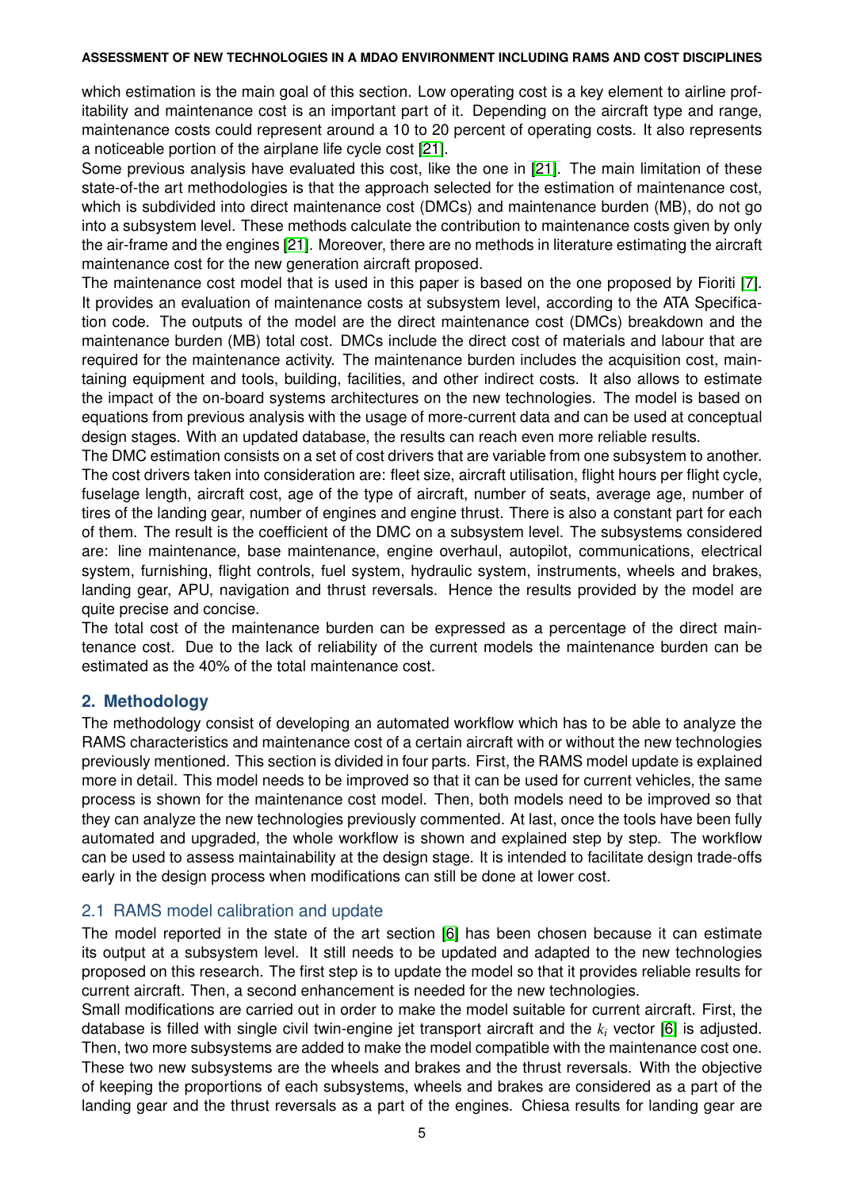which estimation is the main goal of this section. Low operating cost is a key element to airline profitability and maintenance cost is an important part of it. Depending on the aircraft type and range, maintenance costs could represent around a 10 to 20 percent of operating costs. It also represents a noticeable portion of the airplane life cycle cost [21].

Some previous analysis have evaluated this cost, like the one in [21]. The main limitation of these state-of-the art methodologies is that the approach selected for the estimation of maintenance cost, which is subdivided into direct maintenance cost (DMCs) and maintenance burden (MB), do not go into a subsystem level. These methods calculate the contribution to maintenance costs given by only the air-frame and the engines [21]. Moreover, there are no methods in literature estimating the aircraft maintenance cost for the new generation aircraft proposed.

The maintenance cost model that is used in this paper is based on the one proposed by Fioriti [7]. It provides an evaluation of maintenance costs at subsystem level, according to the ATA Specification code. The outputs of the model are the direct maintenance cost (DMCs) breakdown and the maintenance burden (MB) total cost. DMCs include the direct cost of materials and labour that are required for the maintenance activity. The maintenance burden includes the acquisition cost, maintaining equipment and tools, building, facilities, and other indirect costs. It also allows to estimate the impact of the on-board systems architectures on the new technologies. The model is based on equations from previous analysis with the usage of more-current data and can be used at conceptual design stages. With an updated database, the results can reach even more reliable results.

The DMC estimation consists on a set of cost drivers that are variable from one subsystem to another. The cost drivers taken into consideration are: fleet size, aircraft utilisation, flight hours per flight cycle, fuselage length, aircraft cost, age of the type of aircraft, number of seats, average age, number of tires of the landing gear, number of engines and engine thrust. There is also a constant part for each of them. The result is the coefficient of the DMC on a subsystem level. The subsystems considered are: line maintenance, base maintenance, engine overhaul, autopilot, communications, electrical system, furnishing, flight controls, fuel system, hydraulic system, instruments, wheels and brakes, landing gear, APU, navigation and thrust reversals. Hence the results provided by the model are quite precise and concise.

The total cost of the maintenance burden can be expressed as a percentage of the direct maintenance cost. Due to the lack of reliability of the current models the maintenance burden can be estimated as the 40% of the total maintenance cost.

## 2. Methodology

The methodology consist of developing an automated workflow which has to be able to analyze the RAMS characteristics and maintenance cost of a certain aircraft with or without the new technologies previously mentioned. This section is divided in four parts. First, the RAMS model update is explained more in detail. This model needs to be improved so that it can be used for current vehicles, the same process is shown for the maintenance cost model. Then, both models need to be improved so that they can analyze the new technologies previously commented. At last, once the tools have been fully automated and upgraded, the whole workflow is shown and explained step by step. The workflow can be used to assess maintainability at the design stage. It is intended to facilitate design trade-offs early in the design process when modifications can still be done at lower cost.

### 2.1 RAMS model calibration and update

The model reported in the state of the art section [6] has been chosen because it can estimate its output at a subsystem level. It still needs to be updated and adapted to the new technologies proposed on this research. The first step is to update the model so that it provides reliable results for current aircraft. Then, a second enhancement is needed for the new technologies.

Small modifications are carried out in order to make the model suitable for current aircraft. First, the database is filled with single civil twin-engine jet transport aircraft and the $k_i$ vector [6] is adjusted. Then, two more subsystems are added to make the model compatible with the maintenance cost one. These two new subsystems are the wheels and brakes and the thrust reversals. With the objective of keeping the proportions of each subsystems, wheels and brakes are considered as a part of the landing gear and the thrust reversals as a part of the engines. Chiesa results for landing gear are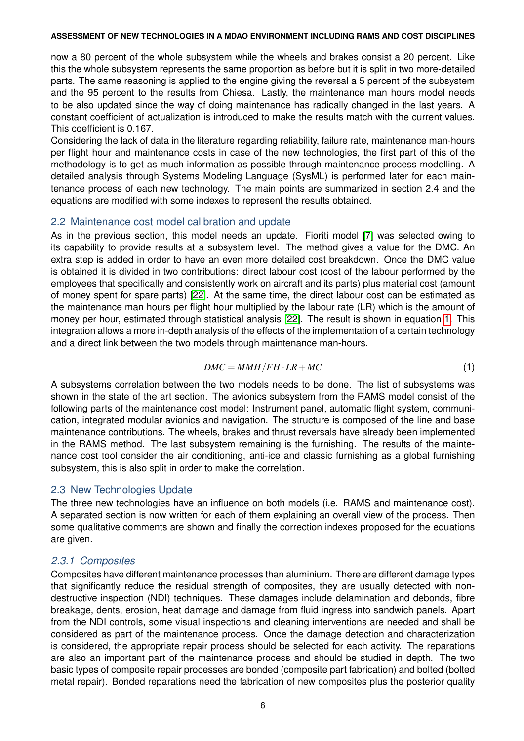now a 80 percent of the whole subsystem while the wheels and brakes consist a 20 percent. Like this the whole subsystem represents the same proportion as before but it is split in two more-detailed parts. The same reasoning is applied to the engine giving the reversal a 5 percent of the subsystem and the 95 percent to the results from Chiesa. Lastly, the maintenance man hours model needs to be also updated since the way of doing maintenance has radically changed in the last years. A constant coefficient of actualization is introduced to make the results match with the current values. This coefficient is 0.167.

Considering the lack of data in the literature regarding reliability, failure rate, maintenance man-hours per flight hour and maintenance costs in case of the new technologies, the first part of this of the methodology is to get as much information as possible through maintenance process modelling. A detailed analysis through Systems Modeling Language (SysML) is performed later for each maintenance process of each new technology. The main points are summarized in section 2.4 and the equations are modified with some indexes to represent the results obtained.

## 2.2 Maintenance cost model calibration and update

As in the previous section, this model needs an update. Fioriti model [7] was selected owing to its capability to provide results at a subsystem level. The method gives a value for the DMC. An extra step is added in order to have an even more detailed cost breakdown. Once the DMC value is obtained it is divided in two contributions: direct labour cost (cost of the labour performed by the employees that specifically and consistently work on aircraft and its parts) plus material cost (amount of money spent for spare parts) [22]. At the same time, the direct labour cost can be estimated as the maintenance man hours per flight hour multiplied by the labour rate (LR) which is the amount of money per hour, estimated through statistical analysis [22]. The result is shown in equation 1. This integration allows a more in-depth analysis of the effects of the implementation of a certain technology and a direct link between the two models through maintenance man-hours.

$$DMC = MMH/FH \cdot LR + MC \tag{1}$$

A subsystems correlation between the two models needs to be done. The list of subsystems was shown in the state of the art section. The avionics subsystem from the RAMS model consist of the following parts of the maintenance cost model: Instrument panel, automatic flight system, communication, integrated modular avionics and navigation. The structure is composed of the line and base maintenance contributions. The wheels, brakes and thrust reversals have already been implemented in the RAMS method. The last subsystem remaining is the furnishing. The results of the maintenance cost tool consider the air conditioning, anti-ice and classic furnishing as a global furnishing subsystem, this is also split in order to make the correlation.

## 2.3 New Technologies Update

The three new technologies have an influence on both models (i.e. RAMS and maintenance cost). A separated section is now written for each of them explaining an overall view of the process. Then some qualitative comments are shown and finally the correction indexes proposed for the equations are given.

### *2.3.1 Composites*

Composites have different maintenance processes than aluminium. There are different damage types that significantly reduce the residual strength of composites, they are usually detected with non-destructive inspection (NDI) techniques. These damages include delamination and debonds, fibre breakage, dents, erosion, heat damage and damage from fluid ingress into sandwich panels. Apart from the NDI controls, some visual inspections and cleaning interventions are needed and shall be considered as part of the maintenance process. Once the damage detection and characterization is considered, the appropriate repair process should be selected for each activity. The reparations are also an important part of the maintenance process and should be studied in depth. The two basic types of composite repair processes are bonded (composite part fabrication) and bolted (bolted metal repair). Bonded reparations need the fabrication of new composites plus the posterior quality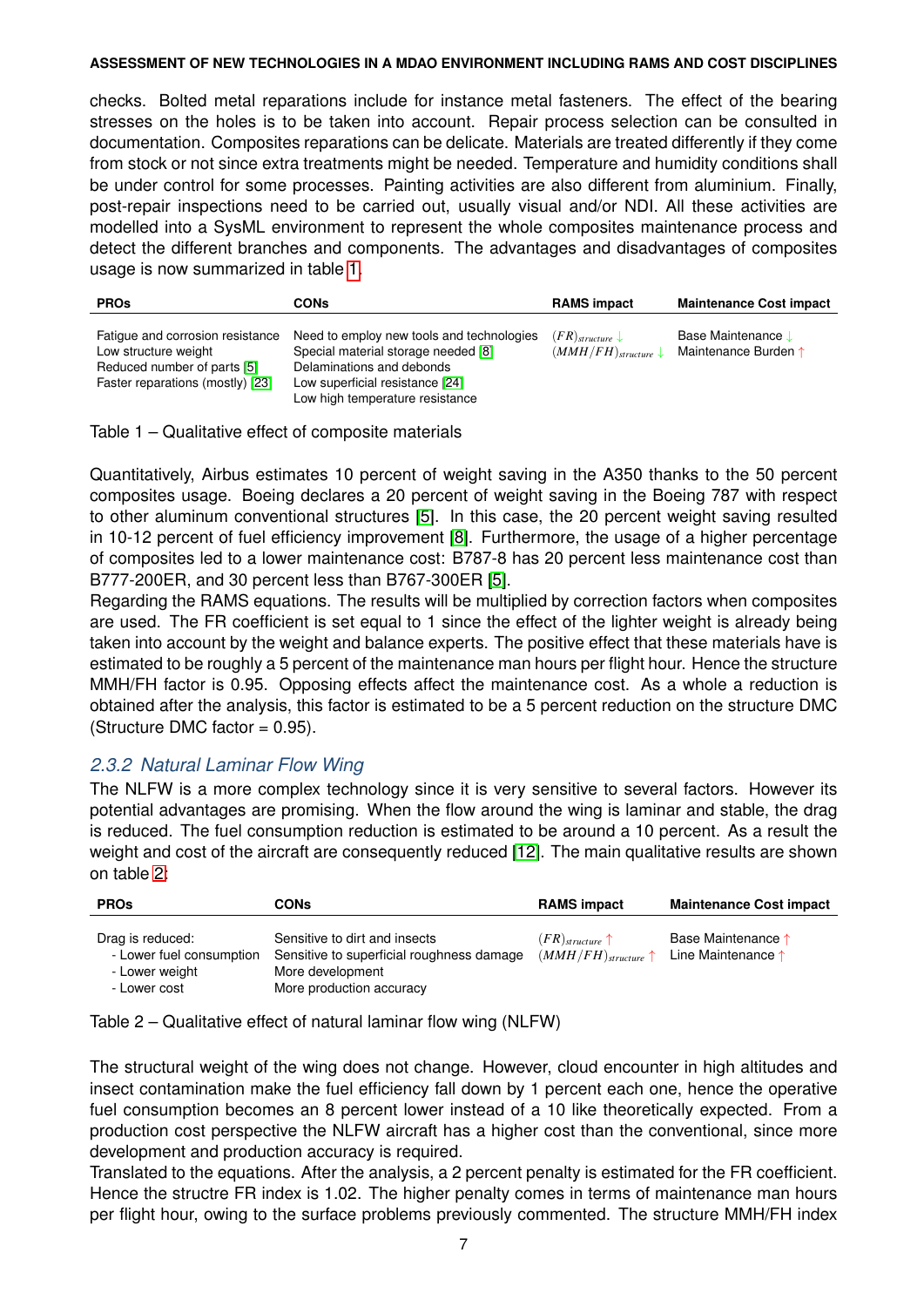checks. Bolted metal reparations include for instance metal fasteners. The effect of the bearing stresses on the holes is to be taken into account. Repair process selection can be consulted in documentation. Composites reparations can be delicate. Materials are treated differently if they come from stock or not since extra treatments might be needed. Temperature and humidity conditions shall be under control for some processes. Painting activities are also different from aluminium. Finally, post-repair inspections need to be carried out, usually visual and/or NDI. All these activities are modelled into a SysML environment to represent the whole composites maintenance process and detect the different branches and components. The advantages and disadvantages of composites usage is now summarized in table 1.

| PROs | CONs | RAMS impact | Maintenance Cost impact |
|---|---|---|---|
| Fatigue and corrosion resistance<br>Low structure weight<br>Reduced number of parts [5]<br>Faster reparations (mostly) [23] | Need to employ new tools and technologies<br>Special material storage needed [8]<br>Delaminations and debonds<br>Low superficial resistance [24]<br>Low high temperature resistance | $(FR)_{structure} \downarrow$<br>$(MMH/FH)_{structure} \downarrow$ | Base Maintenance ↓<br>Maintenance Burden ↑ |

Table 1 – Qualitative effect of composite materials

Quantitatively, Airbus estimates 10 percent of weight saving in the A350 thanks to the 50 percent composites usage. Boeing declares a 20 percent of weight saving in the Boeing 787 with respect to other aluminum conventional structures [5]. In this case, the 20 percent weight saving resulted in 10-12 percent of fuel efficiency improvement [8]. Furthermore, the usage of a higher percentage of composites led to a lower maintenance cost: B787-8 has 20 percent less maintenance cost than B777-200ER, and 30 percent less than B767-300ER [5].
Regarding the RAMS equations. The results will be multiplied by correction factors when composites are used. The FR coefficient is set equal to 1 since the effect of the lighter weight is already being taken into account by the weight and balance experts. The positive effect that these materials have is estimated to be roughly a 5 percent of the maintenance man hours per flight hour. Hence the structure MMH/FH factor is 0.95. Opposing effects affect the maintenance cost. As a whole a reduction is obtained after the analysis, this factor is estimated to be a 5 percent reduction on the structure DMC (Structure DMC factor = 0.95).

### *2.3.2 Natural Laminar Flow Wing*

The NLFW is a more complex technology since it is very sensitive to several factors. However its potential advantages are promising. When the flow around the wing is laminar and stable, the drag is reduced. The fuel consumption reduction is estimated to be around a 10 percent. As a result the weight and cost of the aircraft are consequently reduced [12]. The main qualitative results are shown on table 2:

| PROs | CONs | RAMS impact | Maintenance Cost impact |
|---|---|---|---|
| Drag is reduced:<br>- Lower fuel consumption<br>- Lower weight<br>- Lower cost | Sensitive to dirt and insects<br>Sensitive to superficial roughness damage<br>More development<br>More production accuracy | $(FR)_{structure} \uparrow$<br>$(MMH/FH)_{structure} \uparrow$ | Base Maintenance ↑<br>Line Maintenance ↑ |

Table 2 – Qualitative effect of natural laminar flow wing (NLFW)

The structural weight of the wing does not change. However, cloud encounter in high altitudes and insect contamination make the fuel efficiency fall down by 1 percent each one, hence the operative fuel consumption becomes an 8 percent lower instead of a 10 like theoretically expected. From a production cost perspective the NLFW aircraft has a higher cost than the conventional, since more development and production accuracy is required.
Translated to the equations. After the analysis, a 2 percent penalty is estimated for the FR coefficient. Hence the structre FR index is 1.02. The higher penalty comes in terms of maintenance man hours per flight hour, owing to the surface problems previously commented. The structure MMH/FH index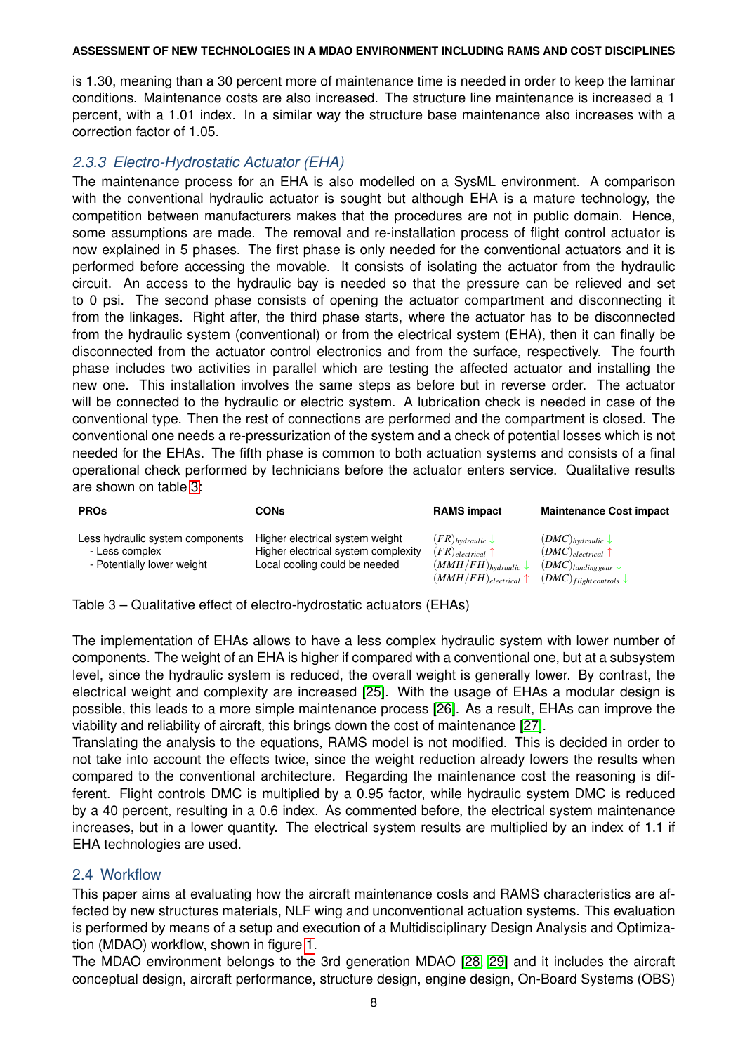is 1.30, meaning than a 30 percent more of maintenance time is needed in order to keep the laminar conditions. Maintenance costs are also increased. The structure line maintenance is increased a 1 percent, with a 1.01 index. In a similar way the structure base maintenance also increases with a correction factor of 1.05.

### *2.3.3 Electro-Hydrostatic Actuator (EHA)*

The maintenance process for an EHA is also modelled on a SysML environment. A comparison with the conventional hydraulic actuator is sought but although EHA is a mature technology, the competition between manufacturers makes that the procedures are not in public domain. Hence, some assumptions are made. The removal and re-installation process of flight control actuator is now explained in 5 phases. The first phase is only needed for the conventional actuators and it is performed before accessing the movable. It consists of isolating the actuator from the hydraulic circuit. An access to the hydraulic bay is needed so that the pressure can be relieved and set to 0 psi. The second phase consists of opening the actuator compartment and disconnecting it from the linkages. Right after, the third phase starts, where the actuator has to be disconnected from the hydraulic system (conventional) or from the electrical system (EHA), then it can finally be disconnected from the actuator control electronics and from the surface, respectively. The fourth phase includes two activities in parallel which are testing the affected actuator and installing the new one. This installation involves the same steps as before but in reverse order. The actuator will be connected to the hydraulic or electric system. A lubrication check is needed in case of the conventional type. Then the rest of connections are performed and the compartment is closed. The conventional one needs a re-pressurization of the system and a check of potential losses which is not needed for the EHAs. The fifth phase is common to both actuation systems and consists of a final operational check performed by technicians before the actuator enters service. Qualitative results are shown on table 3:

| PROs | CONs | RAMS impact | Maintenance Cost impact |
|---|---|---|---|
| Less hydraulic system components<br>- Less complex<br>- Potentially lower weight | Higher electrical system weight<br>Higher electrical system complexity<br>Local cooling could be needed | $(FR)_{hydraulic}$ ↓<br>$(FR)_{electrical}$ ↑<br>$(MMH/FH)_{hydraulic}$ ↓<br>$(MMH/FH)_{electrical}$ ↑ | $(DMC)_{hydraulic}$ ↓<br>$(DMC)_{electrical}$ ↑<br>$(DMC)_{landing\,gear}$ ↓<br>$(DMC)_{flight\,controls}$ ↓ |

Table 3 – Qualitative effect of electro-hydrostatic actuators (EHAs)

The implementation of EHAs allows to have a less complex hydraulic system with lower number of components. The weight of an EHA is higher if compared with a conventional one, but at a subsystem level, since the hydraulic system is reduced, the overall weight is generally lower. By contrast, the electrical weight and complexity are increased [25]. With the usage of EHAs a modular design is possible, this leads to a more simple maintenance process [26]. As a result, EHAs can improve the viability and reliability of aircraft, this brings down the cost of maintenance [27].

Translating the analysis to the equations, RAMS model is not modified. This is decided in order to not take into account the effects twice, since the weight reduction already lowers the results when compared to the conventional architecture. Regarding the maintenance cost the reasoning is different. Flight controls DMC is multiplied by a 0.95 factor, while hydraulic system DMC is reduced by a 40 percent, resulting in a 0.6 index. As commented before, the electrical system maintenance increases, but in a lower quantity. The electrical system results are multiplied by an index of 1.1 if EHA technologies are used.

## 2.4 Workflow

This paper aims at evaluating how the aircraft maintenance costs and RAMS characteristics are affected by new structures materials, NLF wing and unconventional actuation systems. This evaluation is performed by means of a setup and execution of a Multidisciplinary Design Analysis and Optimization (MDAO) workflow, shown in figure 1.

The MDAO environment belongs to the 3rd generation MDAO [28, 29] and it includes the aircraft conceptual design, aircraft performance, structure design, engine design, On-Board Systems (OBS)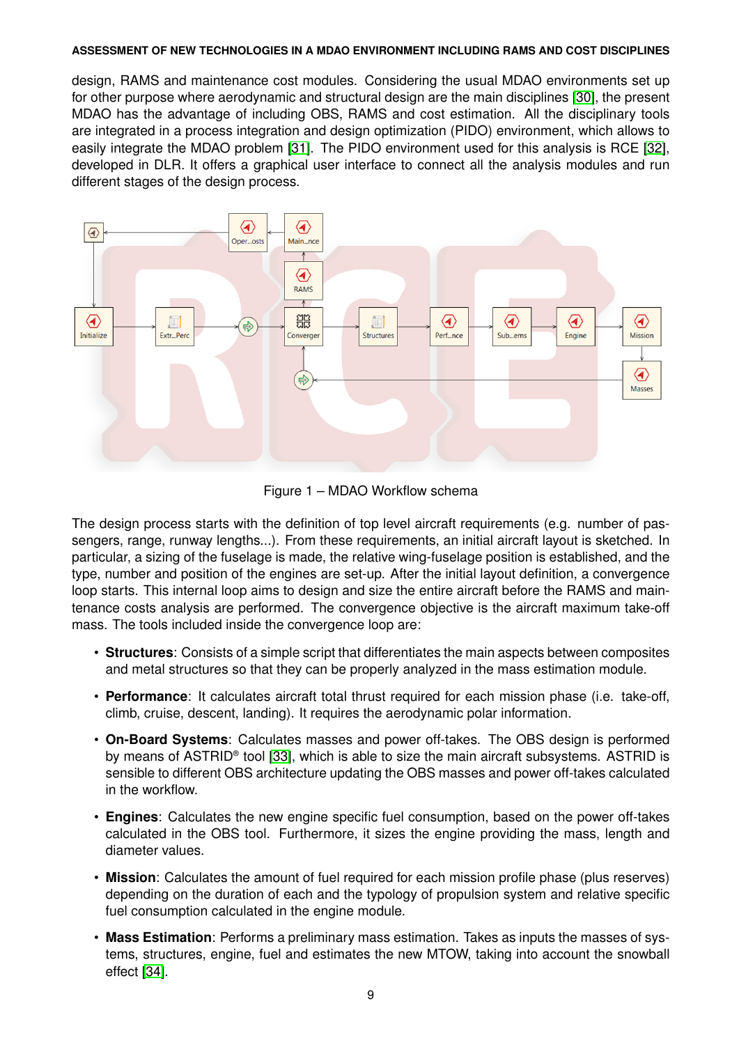design, RAMS and maintenance cost modules. Considering the usual MDAO environments set up for other purpose where aerodynamic and structural design are the main disciplines [30], the present MDAO has the advantage of including OBS, RAMS and cost estimation. All the disciplinary tools are integrated in a process integration and design optimization (PIDO) environment, which allows to easily integrate the MDAO problem [31]. The PIDO environment used for this analysis is RCE [32], developed in DLR. It offers a graphical user interface to connect all the analysis modules and run different stages of the design process.

Figure 1 – MDAO Workflow schema

The design process starts with the definition of top level aircraft requirements (e.g. number of passengers, range, runway lengths...). From these requirements, an initial aircraft layout is sketched. In particular, a sizing of the fuselage is made, the relative wing-fuselage position is established, and the type, number and position of the engines are set-up. After the initial layout definition, a convergence loop starts. This internal loop aims to design and size the entire aircraft before the RAMS and maintenance costs analysis are performed. The convergence objective is the aircraft maximum take-off mass. The tools included inside the convergence loop are:

- **Structures**: Consists of a simple script that differentiates the main aspects between composites and metal structures so that they can be properly analyzed in the mass estimation module.
- **Performance**: It calculates aircraft total thrust required for each mission phase (i.e. take-off, climb, cruise, descent, landing). It requires the aerodynamic polar information.
- **On-Board Systems**: Calculates masses and power off-takes. The OBS design is performed by means of ASTRID® tool [33], which is able to size the main aircraft subsystems. ASTRID is sensible to different OBS architecture updating the OBS masses and power off-takes calculated in the workflow.
- **Engines**: Calculates the new engine specific fuel consumption, based on the power off-takes calculated in the OBS tool. Furthermore, it sizes the engine providing the mass, length and diameter values.
- **Mission**: Calculates the amount of fuel required for each mission profile phase (plus reserves) depending on the duration of each and the typology of propulsion system and relative specific fuel consumption calculated in the engine module.
- **Mass Estimation**: Performs a preliminary mass estimation. Takes as inputs the masses of systems, structures, engine, fuel and estimates the new MTOW, taking into account the snowball effect [34].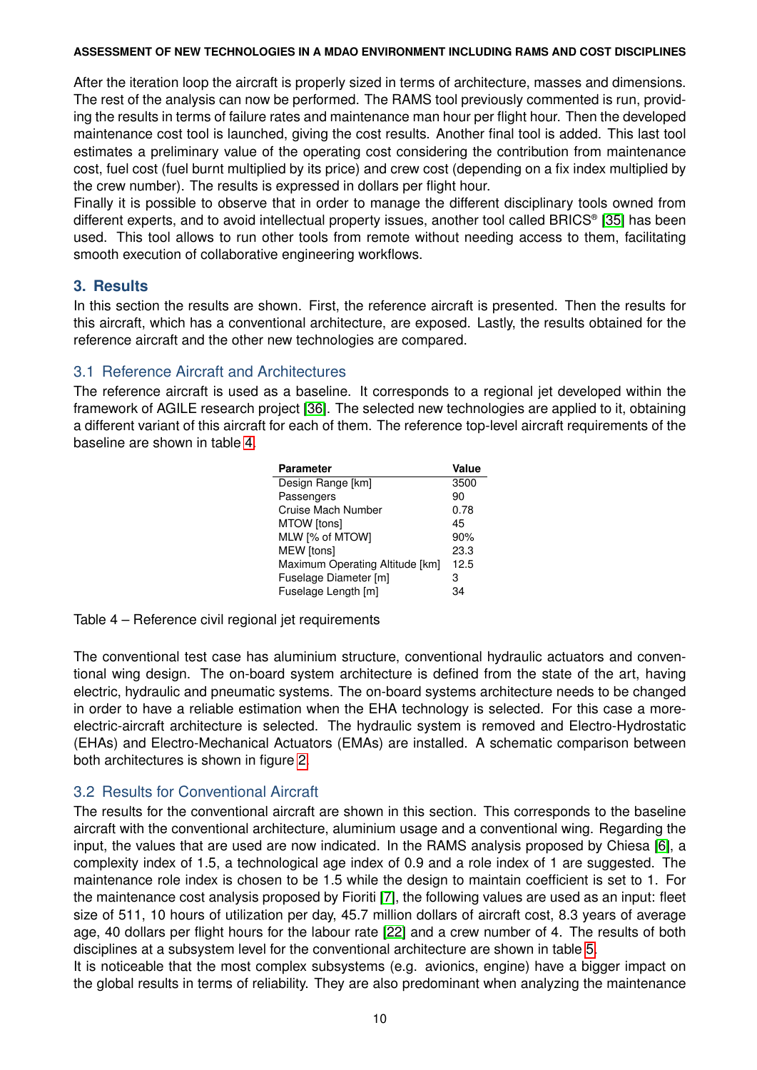After the iteration loop the aircraft is properly sized in terms of architecture, masses and dimensions. The rest of the analysis can now be performed. The RAMS tool previously commented is run, providing the results in terms of failure rates and maintenance man hour per flight hour. Then the developed maintenance cost tool is launched, giving the cost results. Another final tool is added. This last tool estimates a preliminary value of the operating cost considering the contribution from maintenance cost, fuel cost (fuel burnt multiplied by its price) and crew cost (depending on a fix index multiplied by the crew number). The results is expressed in dollars per flight hour.

Finally it is possible to observe that in order to manage the different disciplinary tools owned from different experts, and to avoid intellectual property issues, another tool called BRICS® [35] has been used. This tool allows to run other tools from remote without needing access to them, facilitating smooth execution of collaborative engineering workflows.

## 3. Results

In this section the results are shown. First, the reference aircraft is presented. Then the results for this aircraft, which has a conventional architecture, are exposed. Lastly, the results obtained for the reference aircraft and the other new technologies are compared.

### 3.1 Reference Aircraft and Architectures

The reference aircraft is used as a baseline. It corresponds to a regional jet developed within the framework of AGILE research project [36]. The selected new technologies are applied to it, obtaining a different variant of this aircraft for each of them. The reference top-level aircraft requirements of the baseline are shown in table 4.

| Parameter | Value |
|---|---|
| Design Range [km] | 3500 |
| Passengers | 90 |
| Cruise Mach Number | 0.78 |
| MTOW [tons] | 45 |
| MLW [% of MTOW] | 90% |
| MEW [tons] | 23.3 |
| Maximum Operating Altitude [km] | 12.5 |
| Fuselage Diameter [m] | 3 |
| Fuselage Length [m] | 34 |

Table 4 – Reference civil regional jet requirements

The conventional test case has aluminium structure, conventional hydraulic actuators and conventional wing design. The on-board system architecture is defined from the state of the art, having electric, hydraulic and pneumatic systems. The on-board systems architecture needs to be changed in order to have a reliable estimation when the EHA technology is selected. For this case a more-electric-aircraft architecture is selected. The hydraulic system is removed and Electro-Hydrostatic (EHAs) and Electro-Mechanical Actuators (EMAs) are installed. A schematic comparison between both architectures is shown in figure 2.

### 3.2 Results for Conventional Aircraft

The results for the conventional aircraft are shown in this section. This corresponds to the baseline aircraft with the conventional architecture, aluminium usage and a conventional wing. Regarding the input, the values that are used are now indicated. In the RAMS analysis proposed by Chiesa [6], a complexity index of 1.5, a technological age index of 0.9 and a role index of 1 are suggested. The maintenance role index is chosen to be 1.5 while the design to maintain coefficient is set to 1. For the maintenance cost analysis proposed by Fioriti [7], the following values are used as an input: fleet size of 511, 10 hours of utilization per day, 45.7 million dollars of aircraft cost, 8.3 years of average age, 40 dollars per flight hours for the labour rate [22] and a crew number of 4. The results of both disciplines at a subsystem level for the conventional architecture are shown in table 5.

It is noticeable that the most complex subsystems (e.g. avionics, engine) have a bigger impact on the global results in terms of reliability. They are also predominant when analyzing the maintenance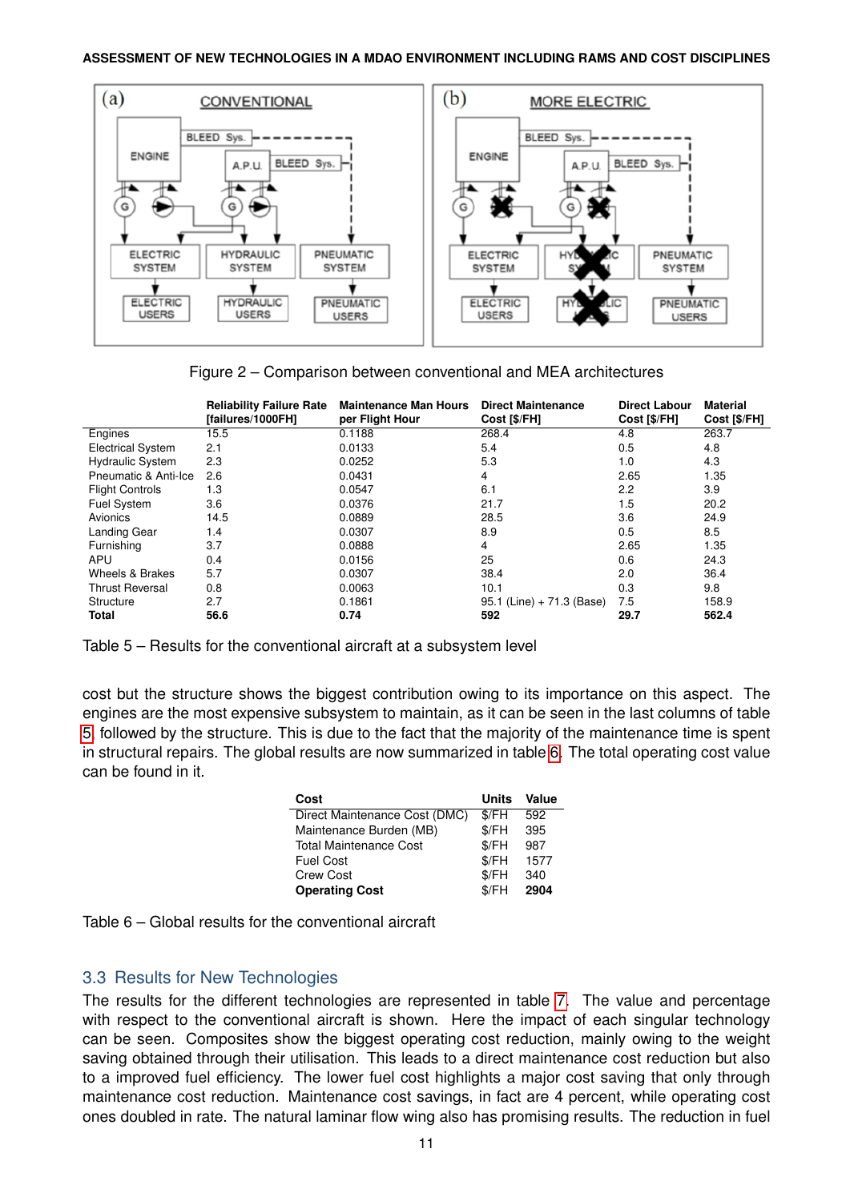Figure 2 – Comparison between conventional and MEA architectures

| | Reliability Failure Rate [failures/1000FH] | Maintenance Man Hours per Flight Hour | Direct Maintenance Cost [$/FH] | Direct Labour Cost [$/FH] | Material Cost [$/FH] |
|---|---|---|---|---|---|
| Engines | 15.5 | 0.1188 | 268.4 | 4.8 | 263.7 |
| Electrical System | 2.1 | 0.0133 | 5.4 | 0.5 | 4.8 |
| Hydraulic System | 2.3 | 0.0252 | 5.3 | 1.0 | 4.3 |
| Pneumatic & Anti-Ice | 2.6 | 0.0431 | 4 | 2.65 | 1.35 |
| Flight Controls | 1.3 | 0.0547 | 6.1 | 2.2 | 3.9 |
| Fuel System | 3.6 | 0.0376 | 21.7 | 1.5 | 20.2 |
| Avionics | 14.5 | 0.0889 | 28.5 | 3.6 | 24.9 |
| Landing Gear | 1.4 | 0.0307 | 8.9 | 0.5 | 8.5 |
| Furnishing | 3.7 | 0.0888 | 4 | 2.65 | 1.35 |
| APU | 0.4 | 0.0156 | 25 | 0.6 | 24.3 |
| Wheels & Brakes | 5.7 | 0.0307 | 38.4 | 2.0 | 36.4 |
| Thrust Reversal | 0.8 | 0.0063 | 10.1 | 0.3 | 9.8 |
| Structure | 2.7 | 0.1861 | 95.1 (Line) + 71.3 (Base) | 7.5 | 158.9 |
| **Total** | **56.6** | **0.74** | **592** | **29.7** | **562.4** |

Table 5 – Results for the conventional aircraft at a subsystem level

cost but the structure shows the biggest contribution owing to its importance on this aspect. The engines are the most expensive subsystem to maintain, as it can be seen in the last columns of table 5, followed by the structure. This is due to the fact that the majority of the maintenance time is spent in structural repairs. The global results are now summarized in table 6. The total operating cost value can be found in it.

| Cost | Units | Value |
|---|---|---|
| Direct Maintenance Cost (DMC) | $/FH | 592 |
| Maintenance Burden (MB) | $/FH | 395 |
| Total Maintenance Cost | $/FH | 987 |
| Fuel Cost | $/FH | 1577 |
| Crew Cost | $/FH | 340 |
| **Operating Cost** | $/FH | **2904** |

Table 6 – Global results for the conventional aircraft

## 3.3 Results for New Technologies

The results for the different technologies are represented in table 7. The value and percentage with respect to the conventional aircraft is shown. Here the impact of each singular technology can be seen. Composites show the biggest operating cost reduction, mainly owing to the weight saving obtained through their utilisation. This leads to a direct maintenance cost reduction but also to a improved fuel efficiency. The lower fuel cost highlights a major cost saving that only through maintenance cost reduction. Maintenance cost savings, in fact are 4 percent, while operating cost ones doubled in rate. The natural laminar flow wing also has promising results. The reduction in fuel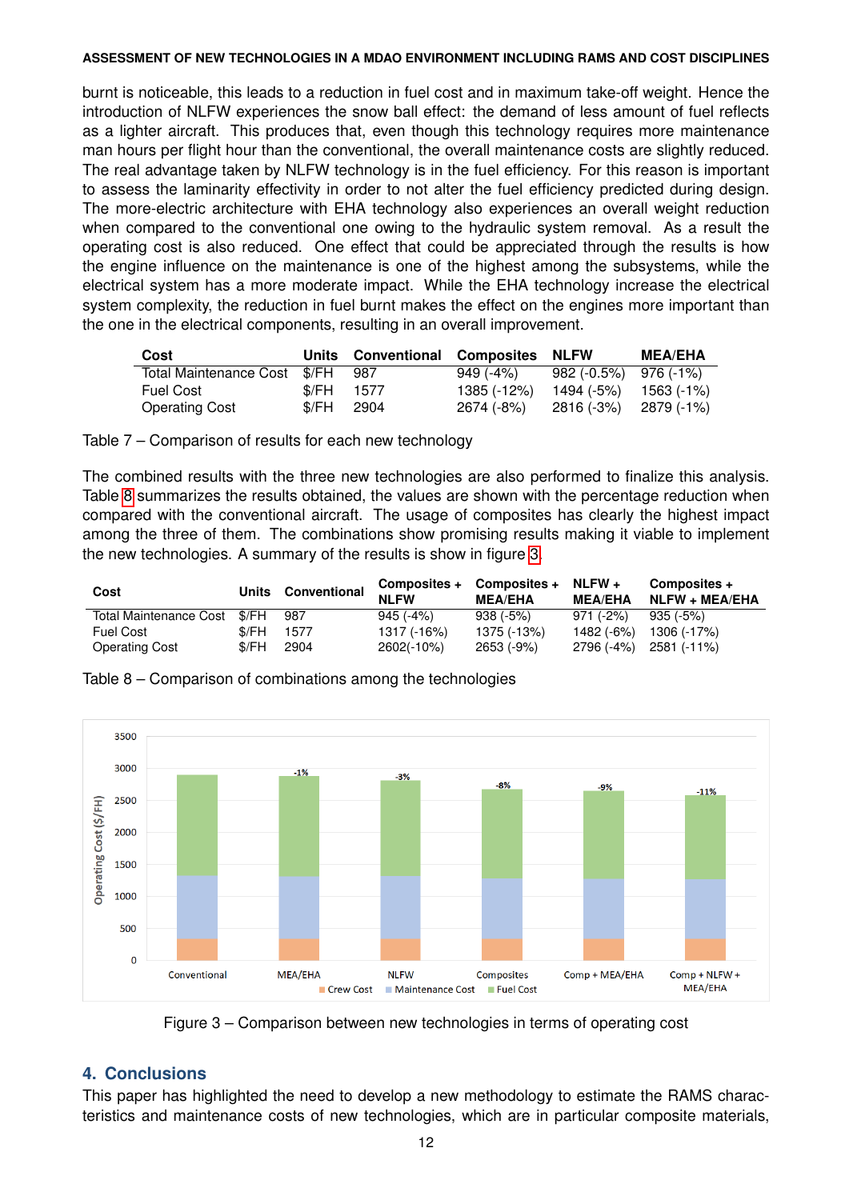burnt is noticeable, this leads to a reduction in fuel cost and in maximum take-off weight. Hence the introduction of NLFW experiences the snow ball effect: the demand of less amount of fuel reflects as a lighter aircraft. This produces that, even though this technology requires more maintenance man hours per flight hour than the conventional, the overall maintenance costs are slightly reduced. The real advantage taken by NLFW technology is in the fuel efficiency. For this reason is important to assess the laminarity effectivity in order to not alter the fuel efficiency predicted during design. The more-electric architecture with EHA technology also experiences an overall weight reduction when compared to the conventional one owing to the hydraulic system removal. As a result the operating cost is also reduced. One effect that could be appreciated through the results is how the engine influence on the maintenance is one of the highest among the subsystems, while the electrical system has a more moderate impact. While the EHA technology increase the electrical system complexity, the reduction in fuel burnt makes the effect on the engines more important than the one in the electrical components, resulting in an overall improvement.

| Cost | Units | Conventional | Composites | NLFW | MEA/EHA |
|---|---|---|---|---|---|
| Total Maintenance Cost | $/FH | 987 | 949 (-4%) | 982 (-0.5%) | 976 (-1%) |
| Fuel Cost | $/FH | 1577 | 1385 (-12%) | 1494 (-5%) | 1563 (-1%) |
| Operating Cost | $/FH | 2904 | 2674 (-8%) | 2816 (-3%) | 2879 (-1%) |

Table 7 – Comparison of results for each new technology

The combined results with the three new technologies are also performed to finalize this analysis. Table 8 summarizes the results obtained, the values are shown with the percentage reduction when compared with the conventional aircraft. The usage of composites has clearly the highest impact among the three of them. The combinations show promising results making it viable to implement the new technologies. A summary of the results is show in figure 3.

| Cost | Units | Conventional | Composites + NLFW | Composites + MEA/EHA | NLFW + MEA/EHA | Composites + NLFW + MEA/EHA |
|---|---|---|---|---|---|---|
| Total Maintenance Cost | $/FH | 987 | 945 (-4%) | 938 (-5%) | 971 (-2%) | 935 (-5%) |
| Fuel Cost | $/FH | 1577 | 1317 (-16%) | 1375 (-13%) | 1482 (-6%) | 1306 (-17%) |
| Operating Cost | $/FH | 2904 | 2602(-10%) | 2653 (-9%) | 2796 (-4%) | 2581 (-11%) |

Table 8 – Comparison of combinations among the technologies

Figure 3 – Comparison between new technologies in terms of operating cost

## 4. Conclusions

This paper has highlighted the need to develop a new methodology to estimate the RAMS characteristics and maintenance costs of new technologies, which are in particular composite materials,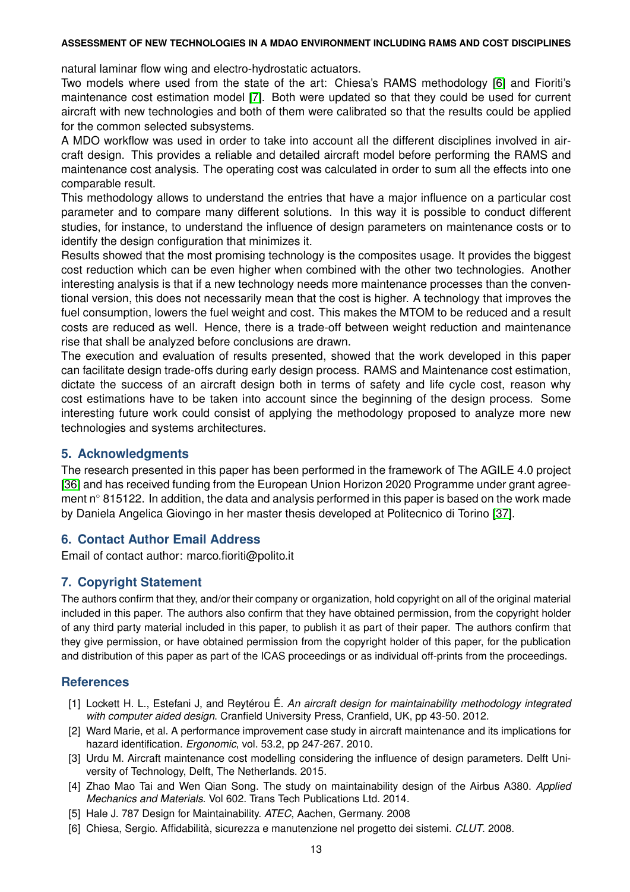natural laminar flow wing and electro-hydrostatic actuators.

Two models where used from the state of the art: Chiesa's RAMS methodology [6] and Fioriti's maintenance cost estimation model [7]. Both were updated so that they could be used for current aircraft with new technologies and both of them were calibrated so that the results could be applied for the common selected subsystems.

A MDO workflow was used in order to take into account all the different disciplines involved in aircraft design. This provides a reliable and detailed aircraft model before performing the RAMS and maintenance cost analysis. The operating cost was calculated in order to sum all the effects into one comparable result.

This methodology allows to understand the entries that have a major influence on a particular cost parameter and to compare many different solutions. In this way it is possible to conduct different studies, for instance, to understand the influence of design parameters on maintenance costs or to identify the design configuration that minimizes it.

Results showed that the most promising technology is the composites usage. It provides the biggest cost reduction which can be even higher when combined with the other two technologies. Another interesting analysis is that if a new technology needs more maintenance processes than the conventional version, this does not necessarily mean that the cost is higher. A technology that improves the fuel consumption, lowers the fuel weight and cost. This makes the MTOM to be reduced and a result costs are reduced as well. Hence, there is a trade-off between weight reduction and maintenance rise that shall be analyzed before conclusions are drawn.

The execution and evaluation of results presented, showed that the work developed in this paper can facilitate design trade-offs during early design process. RAMS and Maintenance cost estimation, dictate the success of an aircraft design both in terms of safety and life cycle cost, reason why cost estimations have to be taken into account since the beginning of the design process. Some interesting future work could consist of applying the methodology proposed to analyze more new technologies and systems architectures.

## 5. Acknowledgments

The research presented in this paper has been performed in the framework of The AGILE 4.0 project [36] and has received funding from the European Union Horizon 2020 Programme under grant agreement n° 815122. In addition, the data and analysis performed in this paper is based on the work made by Daniela Angelica Giovingo in her master thesis developed at Politecnico di Torino [37].

## 6. Contact Author Email Address

Email of contact author: marco.fioriti@polito.it

## 7. Copyright Statement

The authors confirm that they, and/or their company or organization, hold copyright on all of the original material included in this paper. The authors also confirm that they have obtained permission, from the copyright holder of any third party material included in this paper, to publish it as part of their paper. The authors confirm that they give permission, or have obtained permission from the copyright holder of this paper, for the publication and distribution of this paper as part of the ICAS proceedings or as individual off-prints from the proceedings.

## References

[1] Lockett H. L., Estefani J, and Reytérou É. *An aircraft design for maintainability methodology integrated with computer aided design*. Cranfield University Press, Cranfield, UK, pp 43-50. 2012.

[2] Ward Marie, et al. A performance improvement case study in aircraft maintenance and its implications for hazard identification. *Ergonomic*, vol. 53.2, pp 247-267. 2010.

[3] Urdu M. Aircraft maintenance cost modelling considering the influence of design parameters. Delft University of Technology, Delft, The Netherlands. 2015.

[4] Zhao Mao Tai and Wen Qian Song. The study on maintainability design of the Airbus A380. *Applied Mechanics and Materials*. Vol 602. Trans Tech Publications Ltd. 2014.

[5] Hale J. 787 Design for Maintainability. *ATEC*, Aachen, Germany. 2008

[6] Chiesa, Sergio. Affidabilità, sicurezza e manutenzione nel progetto dei sistemi. *CLUT*. 2008.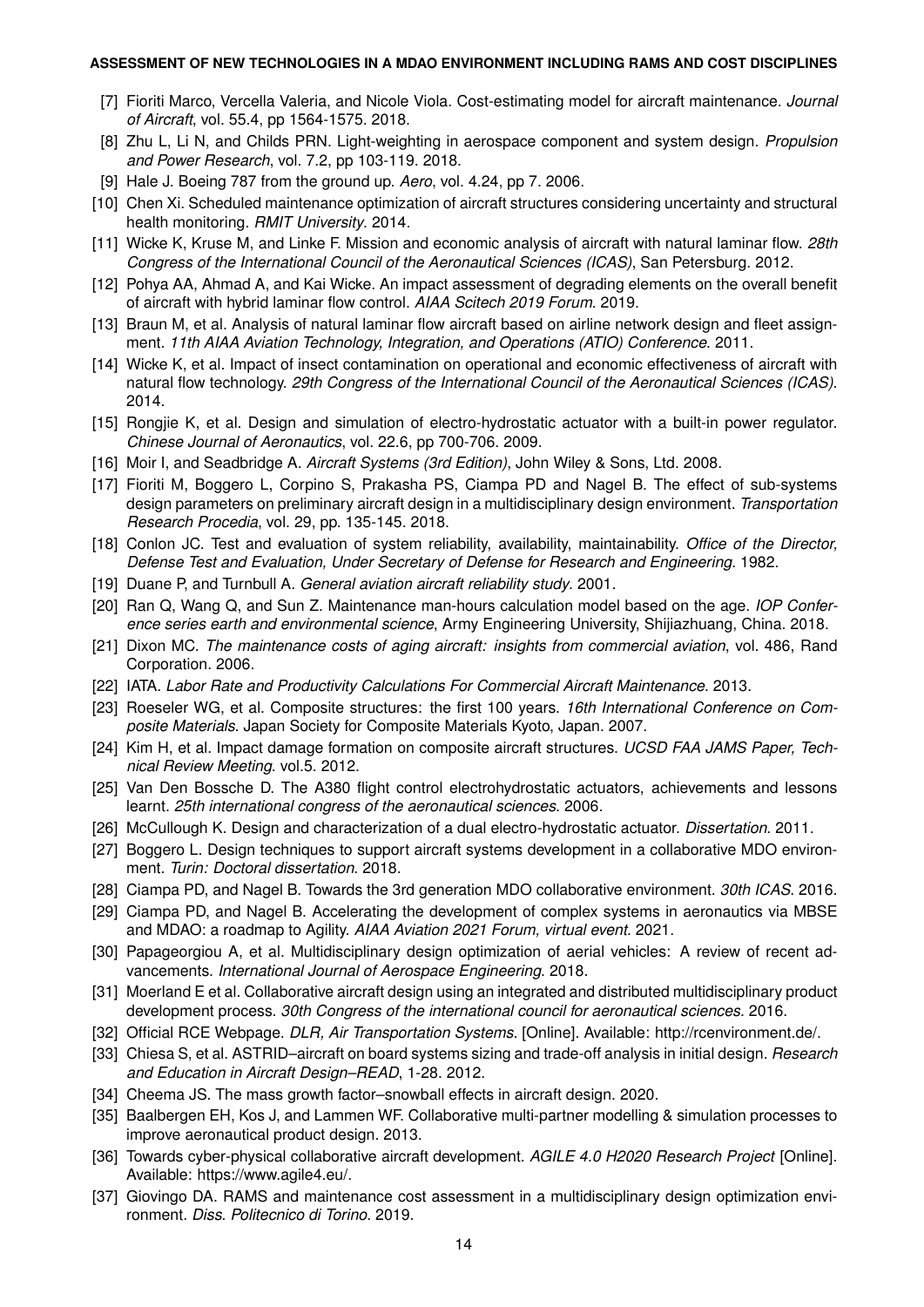[7] Fioriti Marco, Vercella Valeria, and Nicole Viola. Cost-estimating model for aircraft maintenance. *Journal of Aircraft*, vol. 55.4, pp 1564-1575. 2018.

[8] Zhu L, Li N, and Childs PRN. Light-weighting in aerospace component and system design. *Propulsion and Power Research*, vol. 7.2, pp 103-119. 2018.

[9] Hale J. Boeing 787 from the ground up. *Aero*, vol. 4.24, pp 7. 2006.

[10] Chen Xi. Scheduled maintenance optimization of aircraft structures considering uncertainty and structural health monitoring. *RMIT University*. 2014.

[11] Wicke K, Kruse M, and Linke F. Mission and economic analysis of aircraft with natural laminar flow. *28th Congress of the International Council of the Aeronautical Sciences (ICAS)*, San Petersburg. 2012.

[12] Pohya AA, Ahmad A, and Kai Wicke. An impact assessment of degrading elements on the overall benefit of aircraft with hybrid laminar flow control. *AIAA Scitech 2019 Forum*. 2019.

[13] Braun M, et al. Analysis of natural laminar flow aircraft based on airline network design and fleet assignment. *11th AIAA Aviation Technology, Integration, and Operations (ATIO) Conference*. 2011.

[14] Wicke K, et al. Impact of insect contamination on operational and economic effectiveness of aircraft with natural flow technology. *29th Congress of the International Council of the Aeronautical Sciences (ICAS)*. 2014.

[15] Rongjie K, et al. Design and simulation of electro-hydrostatic actuator with a built-in power regulator. *Chinese Journal of Aeronautics*, vol. 22.6, pp 700-706. 2009.

[16] Moir I, and Seadbridge A. *Aircraft Systems (3rd Edition)*, John Wiley & Sons, Ltd. 2008.

[17] Fioriti M, Boggero L, Corpino S, Prakasha PS, Ciampa PD and Nagel B. The effect of sub-systems design parameters on preliminary aircraft design in a multidisciplinary design environment. *Transportation Research Procedia*, vol. 29, pp. 135-145. 2018.

[18] Conlon JC. Test and evaluation of system reliability, availability, maintainability. *Office of the Director, Defense Test and Evaluation, Under Secretary of Defense for Research and Engineering*. 1982.

[19] Duane P, and Turnbull A. *General aviation aircraft reliability study*. 2001.

[20] Ran Q, Wang Q, and Sun Z. Maintenance man-hours calculation model based on the age. *IOP Conference series earth and environmental science*, Army Engineering University, Shijiazhuang, China. 2018.

[21] Dixon MC. *The maintenance costs of aging aircraft: insights from commercial aviation*, vol. 486, Rand Corporation. 2006.

[22] IATA. *Labor Rate and Productivity Calculations For Commercial Aircraft Maintenance*. 2013.

[23] Roeseler WG, et al. Composite structures: the first 100 years. *16th International Conference on Composite Materials*. Japan Society for Composite Materials Kyoto, Japan. 2007.

[24] Kim H, et al. Impact damage formation on composite aircraft structures. *UCSD FAA JAMS Paper, Technical Review Meeting*. vol.5. 2012.

[25] Van Den Bossche D. The A380 flight control electrohydrostatic actuators, achievements and lessons learnt. *25th international congress of the aeronautical sciences*. 2006.

[26] McCullough K. Design and characterization of a dual electro-hydrostatic actuator. *Dissertation*. 2011.

[27] Boggero L. Design techniques to support aircraft systems development in a collaborative MDO environment. *Turin: Doctoral dissertation*. 2018.

[28] Ciampa PD, and Nagel B. Towards the 3rd generation MDO collaborative environment. *30th ICAS*. 2016.

[29] Ciampa PD, and Nagel B. Accelerating the development of complex systems in aeronautics via MBSE and MDAO: a roadmap to Agility. *AIAA Aviation 2021 Forum, virtual event*. 2021.

[30] Papageorgiou A, et al. Multidisciplinary design optimization of aerial vehicles: A review of recent advancements. *International Journal of Aerospace Engineering*. 2018.

[31] Moerland E et al. Collaborative aircraft design using an integrated and distributed multidisciplinary product development process. *30th Congress of the international council for aeronautical sciences*. 2016.

[32] Official RCE Webpage. *DLR, Air Transportation Systems*. [Online]. Available: http://rcenvironment.de/.

[33] Chiesa S, et al. ASTRID–aircraft on board systems sizing and trade-off analysis in initial design. *Research and Education in Aircraft Design–READ*, 1-28. 2012.

[34] Cheema JS. The mass growth factor–snowball effects in aircraft design. 2020.

[35] Baalbergen EH, Kos J, and Lammen WF. Collaborative multi-partner modelling & simulation processes to improve aeronautical product design. 2013.

[36] Towards cyber-physical collaborative aircraft development. *AGILE 4.0 H2020 Research Project* [Online]. Available: https://www.agile4.eu/.

[37] Giovingo DA. RAMS and maintenance cost assessment in a multidisciplinary design optimization environment. *Diss. Politecnico di Torino*. 2019.